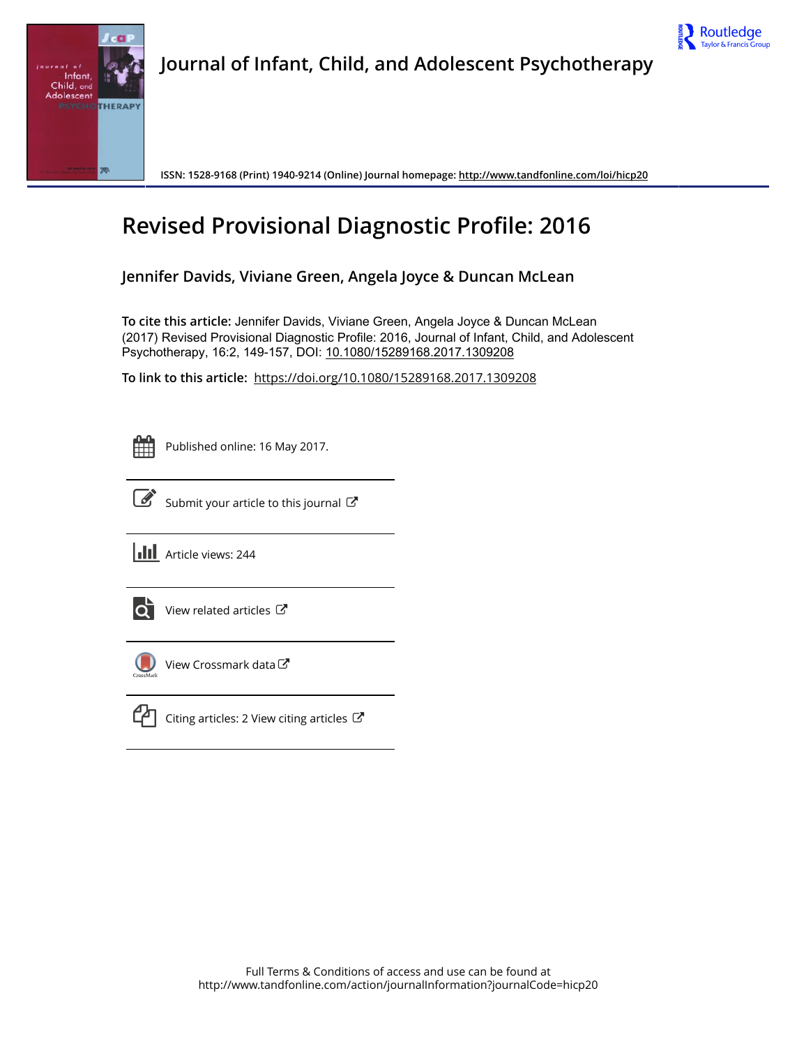Journal of Infant, Child, and Adolescent Psychotherapy

ISSN: 1528-9168 (Print) 1940-9214 (Online) Journal homepage: http://www.tandfonline.com/loi/hicp20

# Revised Provisional Diagnostic Profile: 2016

**Jennifer Davids, Viviane Green, Angela Joyce & Duncan McLean**

**To cite this article:** Jennifer Davids, Viviane Green, Angela Joyce & Duncan McLean (2017) Revised Provisional Diagnostic Profile: 2016, Journal of Infant, Child, and Adolescent Psychotherapy, 16:2, 149-157, DOI: 10.1080/15289168.2017.1309208

**To link to this article:** https://doi.org/10.1080/15289168.2017.1309208

Published online: 16 May 2017.

Submit your article to this journal

Article views: 244

View related articles

View Crossmark data

Citing articles: 2 View citing articles

Full Terms & Conditions of access and use can be found at
http://www.tandfonline.com/action/journalInformation?journalCode=hicp20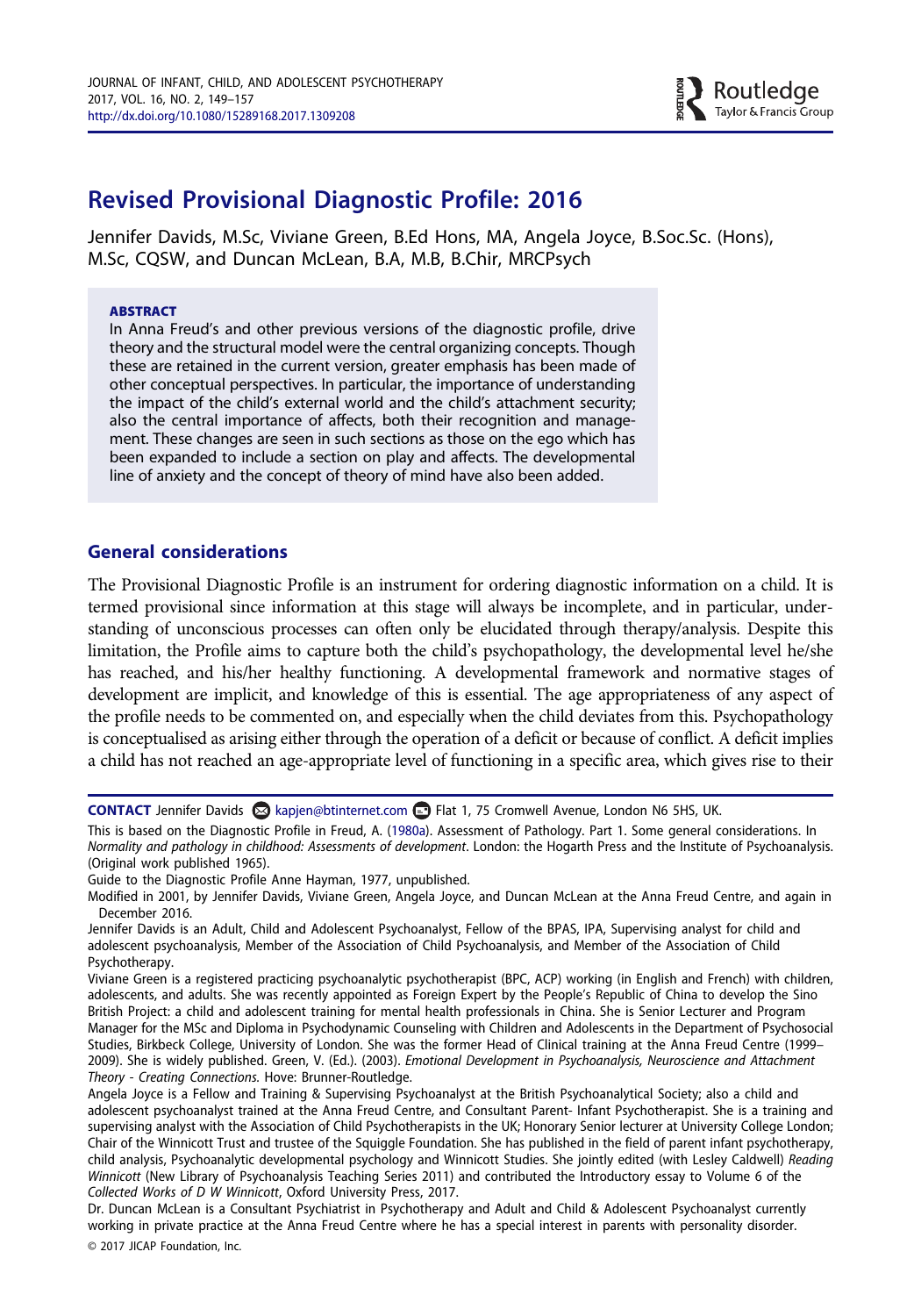# Revised Provisional Diagnostic Profile: 2016

Jennifer Davids, M.Sc, Viviane Green, B.Ed Hons, MA, Angela Joyce, B.Soc.Sc. (Hons), M.Sc, CQSW, and Duncan McLean, B.A, M.B, B.Chir, MRCPsych

### ABSTRACT

In Anna Freud's and other previous versions of the diagnostic profile, drive theory and the structural model were the central organizing concepts. Though these are retained in the current version, greater emphasis has been made of other conceptual perspectives. In particular, the importance of understanding the impact of the child's external world and the child's attachment security; also the central importance of affects, both their recognition and management. These changes are seen in such sections as those on the ego which has been expanded to include a section on play and affects. The developmental line of anxiety and the concept of theory of mind have also been added.

## General considerations

The Provisional Diagnostic Profile is an instrument for ordering diagnostic information on a child. It is termed provisional since information at this stage will always be incomplete, and in particular, understanding of unconscious processes can often only be elucidated through therapy/analysis. Despite this limitation, the Profile aims to capture both the child's psychopathology, the developmental level he/she has reached, and his/her healthy functioning. A developmental framework and normative stages of development are implicit, and knowledge of this is essential. The age appropriateness of any aspect of the profile needs to be commented on, and especially when the child deviates from this. Psychopathology is conceptualised as arising either through the operation of a deficit or because of conflict. A deficit implies a child has not reached an age-appropriate level of functioning in a specific area, which gives rise to their

---

**CONTACT** Jennifer Davids kapjen@btinternet.com Flat 1, 75 Cromwell Avenue, London N6 5HS, UK.

This is based on the Diagnostic Profile in Freud, A. (1980a). Assessment of Pathology. Part 1. Some general considerations. In *Normality and pathology in childhood: Assessments of development*. London: the Hogarth Press and the Institute of Psychoanalysis. (Original work published 1965).

Guide to the Diagnostic Profile Anne Hayman, 1977, unpublished.

Modified in 2001, by Jennifer Davids, Viviane Green, Angela Joyce, and Duncan McLean at the Anna Freud Centre, and again in December 2016.

Jennifer Davids is an Adult, Child and Adolescent Psychoanalyst, Fellow of the BPAS, IPA, Supervising analyst for child and adolescent psychoanalysis, Member of the Association of Child Psychoanalysis, and Member of the Association of Child Psychotherapy.

Viviane Green is a registered practicing psychoanalytic psychotherapist (BPC, ACP) working (in English and French) with children, adolescents, and adults. She was recently appointed as Foreign Expert by the People's Republic of China to develop the Sino British Project: a child and adolescent training for mental health professionals in China. She is Senior Lecturer and Program Manager for the MSc and Diploma in Psychodynamic Counseling with Children and Adolescents in the Department of Psychosocial Studies, Birkbeck College, University of London. She was the former Head of Clinical training at the Anna Freud Centre (1999–2009). She is widely published. Green, V. (Ed.). (2003). *Emotional Development in Psychoanalysis, Neuroscience and Attachment Theory - Creating Connections*. Hove: Brunner-Routledge.

Angela Joyce is a Fellow and Training & Supervising Psychoanalyst at the British Psychoanalytical Society; also a child and adolescent psychoanalyst trained at the Anna Freud Centre, and Consultant Parent- Infant Psychotherapist. She is a training and supervising analyst with the Association of Child Psychotherapists in the UK; Honorary Senior lecturer at University College London; Chair of the Winnicott Trust and trustee of the Squiggle Foundation. She has published in the field of parent infant psychotherapy, child analysis, Psychoanalytic developmental psychology and Winnicott Studies. She jointly edited (with Lesley Caldwell) *Reading Winnicott* (New Library of Psychoanalysis Teaching Series 2011) and contributed the Introductory essay to Volume 6 of the *Collected Works of D W Winnicott*, Oxford University Press, 2017.

Dr. Duncan McLean is a Consultant Psychiatrist in Psychotherapy and Adult and Child & Adolescent Psychoanalyst currently working in private practice at the Anna Freud Centre where he has a special interest in parents with personality disorder.

© 2017 JICAP Foundation, Inc.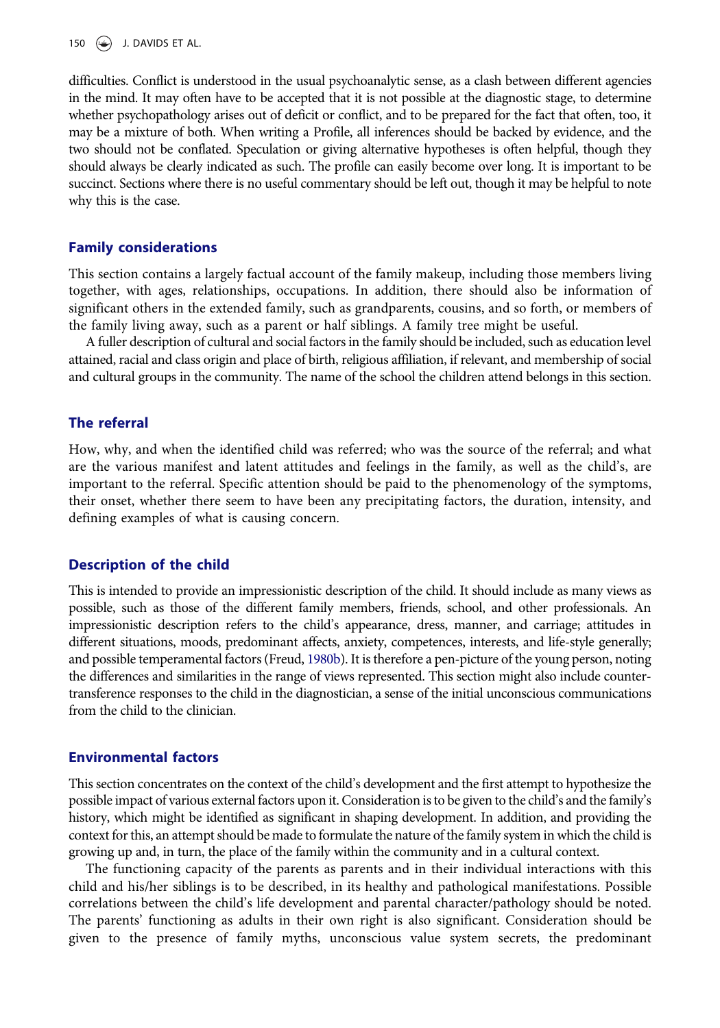difficulties. Conflict is understood in the usual psychoanalytic sense, as a clash between different agencies in the mind. It may often have to be accepted that it is not possible at the diagnostic stage, to determine whether psychopathology arises out of deficit or conflict, and to be prepared for the fact that often, too, it may be a mixture of both. When writing a Profile, all inferences should be backed by evidence, and the two should not be conflated. Speculation or giving alternative hypotheses is often helpful, though they should always be clearly indicated as such. The profile can easily become over long. It is important to be succinct. Sections where there is no useful commentary should be left out, though it may be helpful to note why this is the case.

## Family considerations

This section contains a largely factual account of the family makeup, including those members living together, with ages, relationships, occupations. In addition, there should also be information of significant others in the extended family, such as grandparents, cousins, and so forth, or members of the family living away, such as a parent or half siblings. A family tree might be useful.

A fuller description of cultural and social factors in the family should be included, such as education level attained, racial and class origin and place of birth, religious affiliation, if relevant, and membership of social and cultural groups in the community. The name of the school the children attend belongs in this section.

## The referral

How, why, and when the identified child was referred; who was the source of the referral; and what are the various manifest and latent attitudes and feelings in the family, as well as the child's, are important to the referral. Specific attention should be paid to the phenomenology of the symptoms, their onset, whether there seem to have been any precipitating factors, the duration, intensity, and defining examples of what is causing concern.

## Description of the child

This is intended to provide an impressionistic description of the child. It should include as many views as possible, such as those of the different family members, friends, school, and other professionals. An impressionistic description refers to the child's appearance, dress, manner, and carriage; attitudes in different situations, moods, predominant affects, anxiety, competences, interests, and life-style generally; and possible temperamental factors (Freud, 1980b). It is therefore a pen-picture of the young person, noting the differences and similarities in the range of views represented. This section might also include counter-transference responses to the child in the diagnostician, a sense of the initial unconscious communications from the child to the clinician.

## Environmental factors

This section concentrates on the context of the child's development and the first attempt to hypothesize the possible impact of various external factors upon it. Consideration is to be given to the child's and the family's history, which might be identified as significant in shaping development. In addition, and providing the context for this, an attempt should be made to formulate the nature of the family system in which the child is growing up and, in turn, the place of the family within the community and in a cultural context.

The functioning capacity of the parents as parents and in their individual interactions with this child and his/her siblings is to be described, in its healthy and pathological manifestations. Possible correlations between the child's life development and parental character/pathology should be noted. The parents' functioning as adults in their own right is also significant. Consideration should be given to the presence of family myths, unconscious value system secrets, the predominant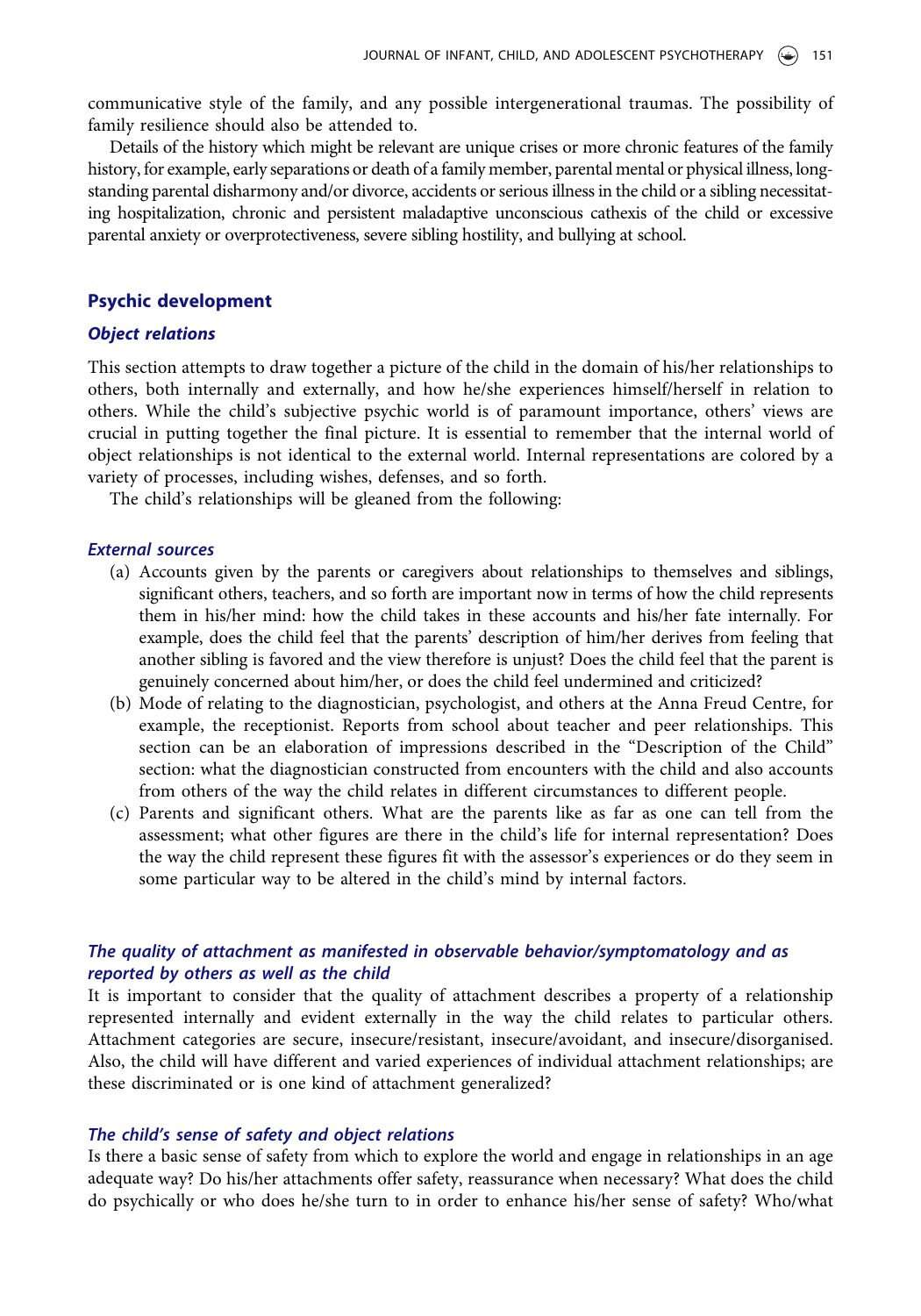communicative style of the family, and any possible intergenerational traumas. The possibility of family resilience should also be attended to.

Details of the history which might be relevant are unique crises or more chronic features of the family history, for example, early separations or death of a family member, parental mental or physical illness, long-standing parental disharmony and/or divorce, accidents or serious illness in the child or a sibling necessitating hospitalization, chronic and persistent maladaptive unconscious cathexis of the child or excessive parental anxiety or overprotectiveness, severe sibling hostility, and bullying at school.

## Psychic development

### *Object relations*

This section attempts to draw together a picture of the child in the domain of his/her relationships to others, both internally and externally, and how he/she experiences himself/herself in relation to others. While the child's subjective psychic world is of paramount importance, others' views are crucial in putting together the final picture. It is essential to remember that the internal world of object relationships is not identical to the external world. Internal representations are colored by a variety of processes, including wishes, defenses, and so forth.

The child's relationships will be gleaned from the following:

### *External sources*

(a) Accounts given by the parents or caregivers about relationships to themselves and siblings, significant others, teachers, and so forth are important now in terms of how the child represents them in his/her mind: how the child takes in these accounts and his/her fate internally. For example, does the child feel that the parents' description of him/her derives from feeling that another sibling is favored and the view therefore is unjust? Does the child feel that the parent is genuinely concerned about him/her, or does the child feel undermined and criticized?

(b) Mode of relating to the diagnostician, psychologist, and others at the Anna Freud Centre, for example, the receptionist. Reports from school about teacher and peer relationships. This section can be an elaboration of impressions described in the "Description of the Child" section: what the diagnostician constructed from encounters with the child and also accounts from others of the way the child relates in different circumstances to different people.

(c) Parents and significant others. What are the parents like as far as one can tell from the assessment; what other figures are there in the child's life for internal representation? Does the way the child represent these figures fit with the assessor's experiences or do they seem in some particular way to be altered in the child's mind by internal factors.

### *The quality of attachment as manifested in observable behavior/symptomatology and as reported by others as well as the child*

It is important to consider that the quality of attachment describes a property of a relationship represented internally and evident externally in the way the child relates to particular others. Attachment categories are secure, insecure/resistant, insecure/avoidant, and insecure/disorganised. Also, the child will have different and varied experiences of individual attachment relationships; are these discriminated or is one kind of attachment generalized?

### *The child's sense of safety and object relations*

Is there a basic sense of safety from which to explore the world and engage in relationships in an age adequate way? Do his/her attachments offer safety, reassurance when necessary? What does the child do psychically or who does he/she turn to in order to enhance his/her sense of safety? Who/what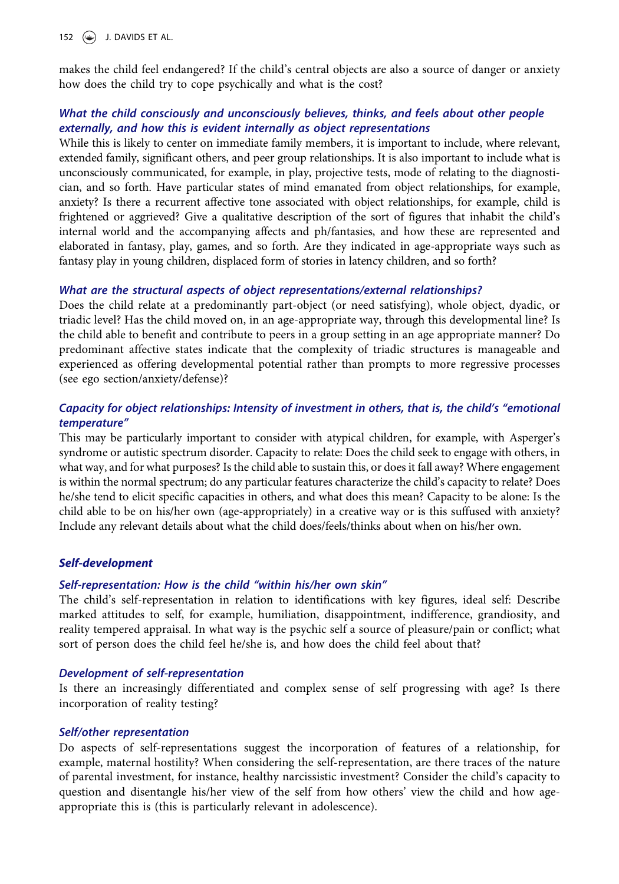makes the child feel endangered? If the child's central objects are also a source of danger or anxiety how does the child try to cope psychically and what is the cost?

### *What the child consciously and unconsciously believes, thinks, and feels about other people externally, and how this is evident internally as object representations*

While this is likely to center on immediate family members, it is important to include, where relevant, extended family, significant others, and peer group relationships. It is also important to include what is unconsciously communicated, for example, in play, projective tests, mode of relating to the diagnostician, and so forth. Have particular states of mind emanated from object relationships, for example, anxiety? Is there a recurrent affective tone associated with object relationships, for example, child is frightened or aggrieved? Give a qualitative description of the sort of figures that inhabit the child's internal world and the accompanying affects and ph/fantasies, and how these are represented and elaborated in fantasy, play, games, and so forth. Are they indicated in age-appropriate ways such as fantasy play in young children, displaced form of stories in latency children, and so forth?

### *What are the structural aspects of object representations/external relationships?*

Does the child relate at a predominantly part-object (or need satisfying), whole object, dyadic, or triadic level? Has the child moved on, in an age-appropriate way, through this developmental line? Is the child able to benefit and contribute to peers in a group setting in an age appropriate manner? Do predominant affective states indicate that the complexity of triadic structures is manageable and experienced as offering developmental potential rather than prompts to more regressive processes (see ego section/anxiety/defense)?

### *Capacity for object relationships: Intensity of investment in others, that is, the child's "emotional temperature"*

This may be particularly important to consider with atypical children, for example, with Asperger's syndrome or autistic spectrum disorder. Capacity to relate: Does the child seek to engage with others, in what way, and for what purposes? Is the child able to sustain this, or does it fall away? Where engagement is within the normal spectrum; do any particular features characterize the child's capacity to relate? Does he/she tend to elicit specific capacities in others, and what does this mean? Capacity to be alone: Is the child able to be on his/her own (age-appropriately) in a creative way or is this suffused with anxiety? Include any relevant details about what the child does/feels/thinks about when on his/her own.

## *Self-development*

### *Self-representation: How is the child "within his/her own skin"*

The child's self-representation in relation to identifications with key figures, ideal self: Describe marked attitudes to self, for example, humiliation, disappointment, indifference, grandiosity, and reality tempered appraisal. In what way is the psychic self a source of pleasure/pain or conflict; what sort of person does the child feel he/she is, and how does the child feel about that?

### *Development of self-representation*

Is there an increasingly differentiated and complex sense of self progressing with age? Is there incorporation of reality testing?

### *Self/other representation*

Do aspects of self-representations suggest the incorporation of features of a relationship, for example, maternal hostility? When considering the self-representation, are there traces of the nature of parental investment, for instance, healthy narcissistic investment? Consider the child's capacity to question and disentangle his/her view of the self from how others' view the child and how age-appropriate this is (this is particularly relevant in adolescence).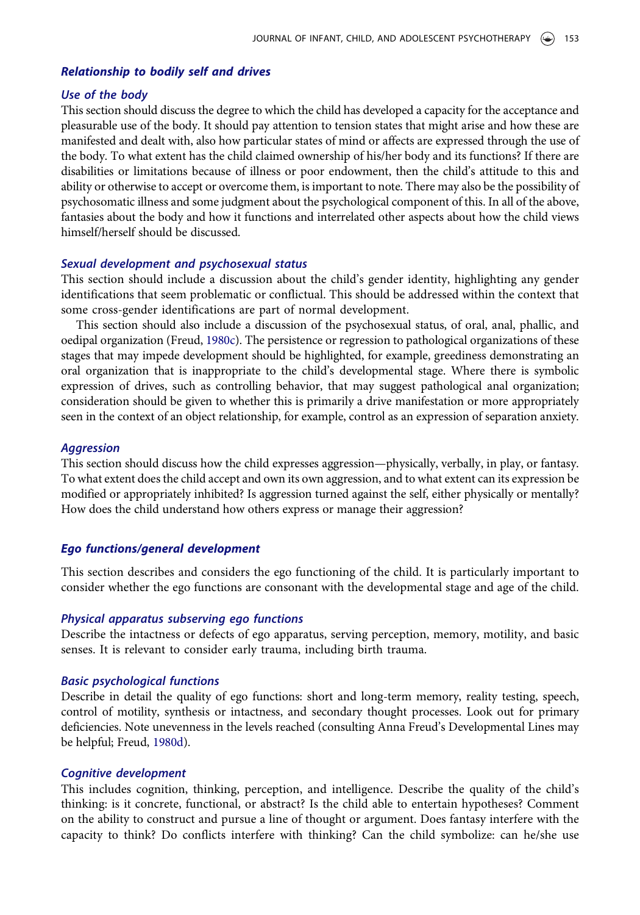### Relationship to bodily self and drives

#### Use of the body

This section should discuss the degree to which the child has developed a capacity for the acceptance and pleasurable use of the body. It should pay attention to tension states that might arise and how these are manifested and dealt with, also how particular states of mind or affects are expressed through the use of the body. To what extent has the child claimed ownership of his/her body and its functions? If there are disabilities or limitations because of illness or poor endowment, then the child's attitude to this and ability or otherwise to accept or overcome them, is important to note. There may also be the possibility of psychosomatic illness and some judgment about the psychological component of this. In all of the above, fantasies about the body and how it functions and interrelated other aspects about how the child views himself/herself should be discussed.

#### Sexual development and psychosexual status

This section should include a discussion about the child's gender identity, highlighting any gender identifications that seem problematic or conflictual. This should be addressed within the context that some cross-gender identifications are part of normal development.

This section should also include a discussion of the psychosexual status, of oral, anal, phallic, and oedipal organization (Freud, 1980c). The persistence or regression to pathological organizations of these stages that may impede development should be highlighted, for example, greediness demonstrating an oral organization that is inappropriate to the child's developmental stage. Where there is symbolic expression of drives, such as controlling behavior, that may suggest pathological anal organization; consideration should be given to whether this is primarily a drive manifestation or more appropriately seen in the context of an object relationship, for example, control as an expression of separation anxiety.

#### Aggression

This section should discuss how the child expresses aggression—physically, verbally, in play, or fantasy. To what extent does the child accept and own its own aggression, and to what extent can its expression be modified or appropriately inhibited? Is aggression turned against the self, either physically or mentally? How does the child understand how others express or manage their aggression?

### Ego functions/general development

This section describes and considers the ego functioning of the child. It is particularly important to consider whether the ego functions are consonant with the developmental stage and age of the child.

#### Physical apparatus subserving ego functions

Describe the intactness or defects of ego apparatus, serving perception, memory, motility, and basic senses. It is relevant to consider early trauma, including birth trauma.

#### Basic psychological functions

Describe in detail the quality of ego functions: short and long-term memory, reality testing, speech, control of motility, synthesis or intactness, and secondary thought processes. Look out for primary deficiencies. Note unevenness in the levels reached (consulting Anna Freud's Developmental Lines may be helpful; Freud, 1980d).

#### Cognitive development

This includes cognition, thinking, perception, and intelligence. Describe the quality of the child's thinking: is it concrete, functional, or abstract? Is the child able to entertain hypotheses? Comment on the ability to construct and pursue a line of thought or argument. Does fantasy interfere with the capacity to think? Do conflicts interfere with thinking? Can the child symbolize: can he/she use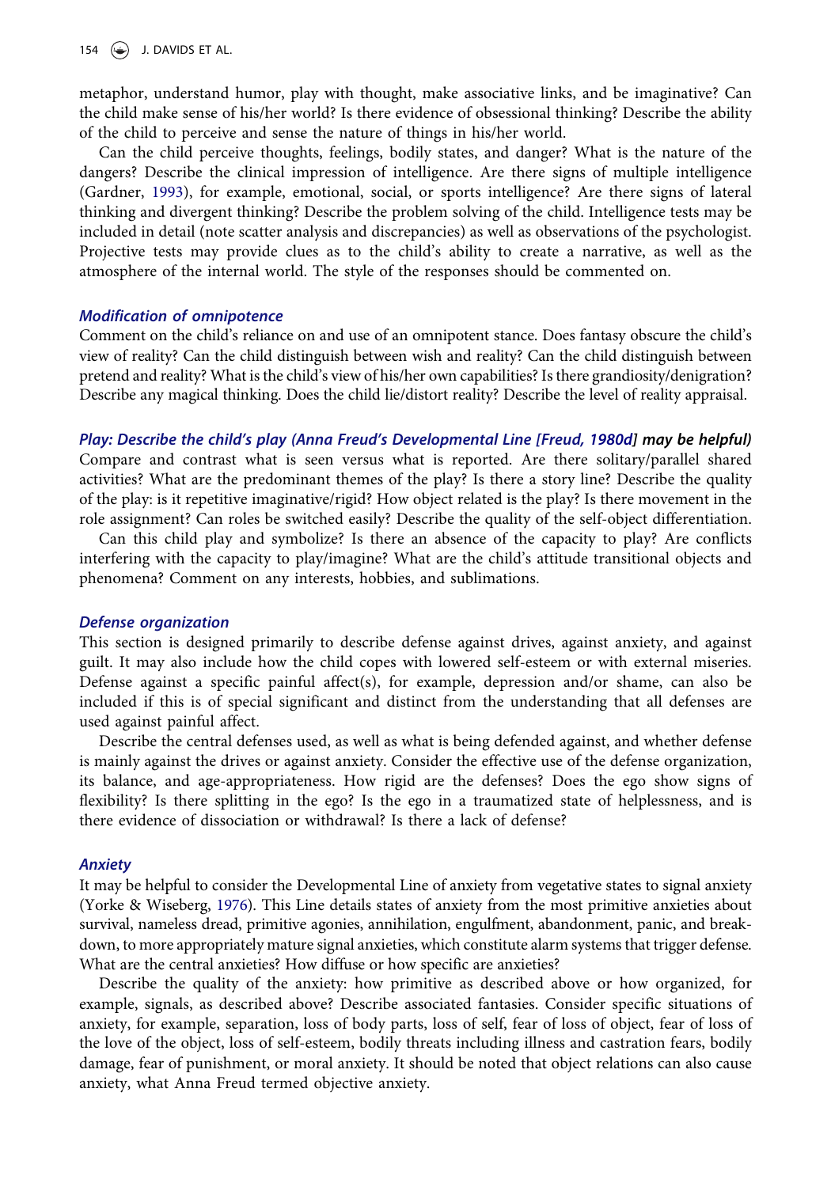metaphor, understand humor, play with thought, make associative links, and be imaginative? Can the child make sense of his/her world? Is there evidence of obsessional thinking? Describe the ability of the child to perceive and sense the nature of things in his/her world.

Can the child perceive thoughts, feelings, bodily states, and danger? What is the nature of the dangers? Describe the clinical impression of intelligence. Are there signs of multiple intelligence (Gardner, 1993), for example, emotional, social, or sports intelligence? Are there signs of lateral thinking and divergent thinking? Describe the problem solving of the child. Intelligence tests may be included in detail (note scatter analysis and discrepancies) as well as observations of the psychologist. Projective tests may provide clues as to the child's ability to create a narrative, as well as the atmosphere of the internal world. The style of the responses should be commented on.

### *Modification of omnipotence*

Comment on the child's reliance on and use of an omnipotent stance. Does fantasy obscure the child's view of reality? Can the child distinguish between wish and reality? Can the child distinguish between pretend and reality? What is the child's view of his/her own capabilities? Is there grandiosity/denigration? Describe any magical thinking. Does the child lie/distort reality? Describe the level of reality appraisal.

### *Play: Describe the child's play (Anna Freud's Developmental Line [Freud, 1980d] may be helpful)*

Compare and contrast what is seen versus what is reported. Are there solitary/parallel shared activities? What are the predominant themes of the play? Is there a story line? Describe the quality of the play: is it repetitive imaginative/rigid? How object related is the play? Is there movement in the role assignment? Can roles be switched easily? Describe the quality of the self-object differentiation.

Can this child play and symbolize? Is there an absence of the capacity to play? Are conflicts interfering with the capacity to play/imagine? What are the child's attitude transitional objects and phenomena? Comment on any interests, hobbies, and sublimations.

### *Defense organization*

This section is designed primarily to describe defense against drives, against anxiety, and against guilt. It may also include how the child copes with lowered self-esteem or with external miseries. Defense against a specific painful affect(s), for example, depression and/or shame, can also be included if this is of special significant and distinct from the understanding that all defenses are used against painful affect.

Describe the central defenses used, as well as what is being defended against, and whether defense is mainly against the drives or against anxiety. Consider the effective use of the defense organization, its balance, and age-appropriateness. How rigid are the defenses? Does the ego show signs of flexibility? Is there splitting in the ego? Is the ego in a traumatized state of helplessness, and is there evidence of dissociation or withdrawal? Is there a lack of defense?

### *Anxiety*

It may be helpful to consider the Developmental Line of anxiety from vegetative states to signal anxiety (Yorke & Wiseberg, 1976). This Line details states of anxiety from the most primitive anxieties about survival, nameless dread, primitive agonies, annihilation, engulfment, abandonment, panic, and breakdown, to more appropriately mature signal anxieties, which constitute alarm systems that trigger defense. What are the central anxieties? How diffuse or how specific are anxieties?

Describe the quality of the anxiety: how primitive as described above or how organized, for example, signals, as described above? Describe associated fantasies. Consider specific situations of anxiety, for example, separation, loss of body parts, loss of self, fear of loss of object, fear of loss of the love of the object, loss of self-esteem, bodily threats including illness and castration fears, bodily damage, fear of punishment, or moral anxiety. It should be noted that object relations can also cause anxiety, what Anna Freud termed objective anxiety.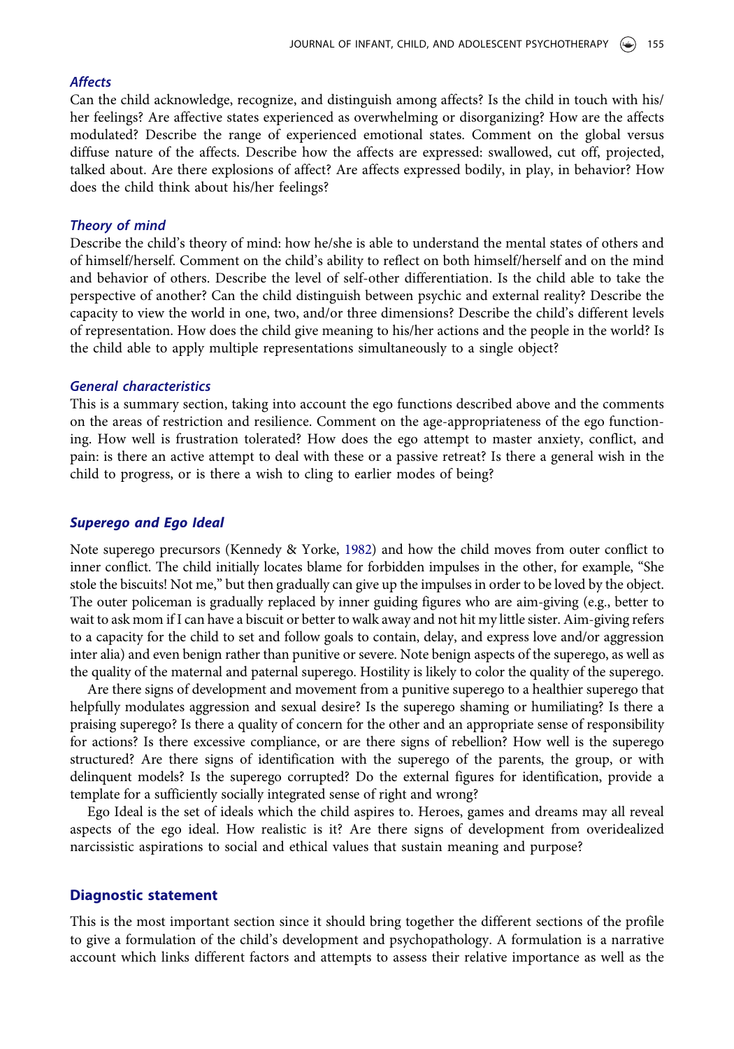### *Affects*

Can the child acknowledge, recognize, and distinguish among affects? Is the child in touch with his/her feelings? Are affective states experienced as overwhelming or disorganizing? How are the affects modulated? Describe the range of experienced emotional states. Comment on the global versus diffuse nature of the affects. Describe how the affects are expressed: swallowed, cut off, projected, talked about. Are there explosions of affect? Are affects expressed bodily, in play, in behavior? How does the child think about his/her feelings?

### *Theory of mind*

Describe the child's theory of mind: how he/she is able to understand the mental states of others and of himself/herself. Comment on the child's ability to reflect on both himself/herself and on the mind and behavior of others. Describe the level of self-other differentiation. Is the child able to take the perspective of another? Can the child distinguish between psychic and external reality? Describe the capacity to view the world in one, two, and/or three dimensions? Describe the child's different levels of representation. How does the child give meaning to his/her actions and the people in the world? Is the child able to apply multiple representations simultaneously to a single object?

### *General characteristics*

This is a summary section, taking into account the ego functions described above and the comments on the areas of restriction and resilience. Comment on the age-appropriateness of the ego functioning. How well is frustration tolerated? How does the ego attempt to master anxiety, conflict, and pain: is there an active attempt to deal with these or a passive retreat? Is there a general wish in the child to progress, or is there a wish to cling to earlier modes of being?

## *Superego and Ego Ideal*

Note superego precursors (Kennedy & Yorke, 1982) and how the child moves from outer conflict to inner conflict. The child initially locates blame for forbidden impulses in the other, for example, "She stole the biscuits! Not me," but then gradually can give up the impulses in order to be loved by the object. The outer policeman is gradually replaced by inner guiding figures who are aim-giving (e.g., better to wait to ask mom if I can have a biscuit or better to walk away and not hit my little sister. Aim-giving refers to a capacity for the child to set and follow goals to contain, delay, and express love and/or aggression inter alia) and even benign rather than punitive or severe. Note benign aspects of the superego, as well as the quality of the maternal and paternal superego. Hostility is likely to color the quality of the superego.

Are there signs of development and movement from a punitive superego to a healthier superego that helpfully modulates aggression and sexual desire? Is the superego shaming or humiliating? Is there a praising superego? Is there a quality of concern for the other and an appropriate sense of responsibility for actions? Is there excessive compliance, or are there signs of rebellion? How well is the superego structured? Are there signs of identification with the superego of the parents, the group, or with delinquent models? Is the superego corrupted? Do the external figures for identification, provide a template for a sufficiently socially integrated sense of right and wrong?

Ego Ideal is the set of ideals which the child aspires to. Heroes, games and dreams may all reveal aspects of the ego ideal. How realistic is it? Are there signs of development from overidealized narcissistic aspirations to social and ethical values that sustain meaning and purpose?

## Diagnostic statement

This is the most important section since it should bring together the different sections of the profile to give a formulation of the child's development and psychopathology. A formulation is a narrative account which links different factors and attempts to assess their relative importance as well as the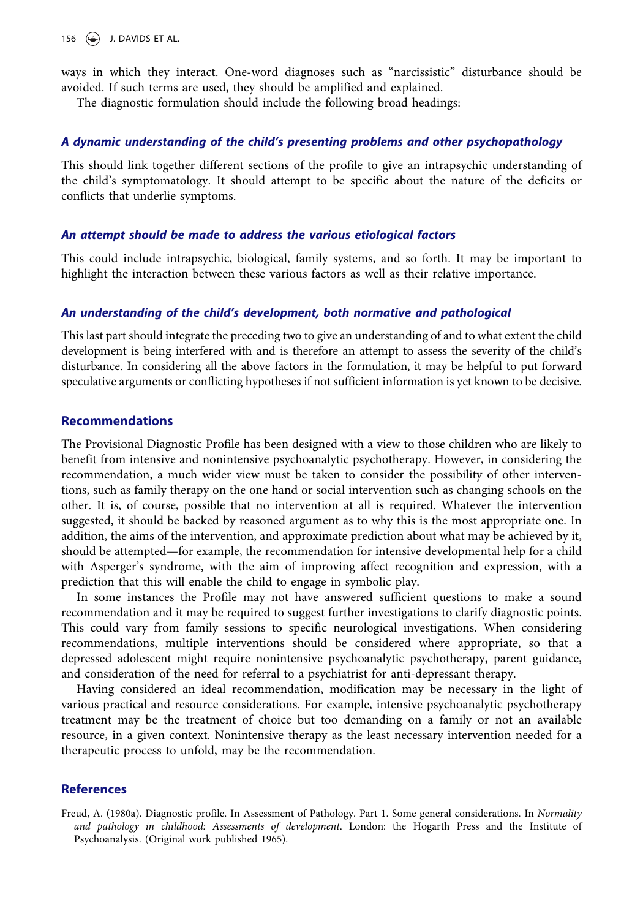ways in which they interact. One-word diagnoses such as "narcissistic" disturbance should be avoided. If such terms are used, they should be amplified and explained.

The diagnostic formulation should include the following broad headings:

### *A dynamic understanding of the child's presenting problems and other psychopathology*

This should link together different sections of the profile to give an intrapsychic understanding of the child's symptomatology. It should attempt to be specific about the nature of the deficits or conflicts that underlie symptoms.

### *An attempt should be made to address the various etiological factors*

This could include intrapsychic, biological, family systems, and so forth. It may be important to highlight the interaction between these various factors as well as their relative importance.

### *An understanding of the child's development, both normative and pathological*

This last part should integrate the preceding two to give an understanding of and to what extent the child development is being interfered with and is therefore an attempt to assess the severity of the child's disturbance. In considering all the above factors in the formulation, it may be helpful to put forward speculative arguments or conflicting hypotheses if not sufficient information is yet known to be decisive.

## Recommendations

The Provisional Diagnostic Profile has been designed with a view to those children who are likely to benefit from intensive and nonintensive psychoanalytic psychotherapy. However, in considering the recommendation, a much wider view must be taken to consider the possibility of other interventions, such as family therapy on the one hand or social intervention such as changing schools on the other. It is, of course, possible that no intervention at all is required. Whatever the intervention suggested, it should be backed by reasoned argument as to why this is the most appropriate one. In addition, the aims of the intervention, and approximate prediction about what may be achieved by it, should be attempted—for example, the recommendation for intensive developmental help for a child with Asperger's syndrome, with the aim of improving affect recognition and expression, with a prediction that this will enable the child to engage in symbolic play.

In some instances the Profile may not have answered sufficient questions to make a sound recommendation and it may be required to suggest further investigations to clarify diagnostic points. This could vary from family sessions to specific neurological investigations. When considering recommendations, multiple interventions should be considered where appropriate, so that a depressed adolescent might require nonintensive psychoanalytic psychotherapy, parent guidance, and consideration of the need for referral to a psychiatrist for anti-depressant therapy.

Having considered an ideal recommendation, modification may be necessary in the light of various practical and resource considerations. For example, intensive psychoanalytic psychotherapy treatment may be the treatment of choice but too demanding on a family or not an available resource, in a given context. Nonintensive therapy as the least necessary intervention needed for a therapeutic process to unfold, may be the recommendation.

## References

Freud, A. (1980a). Diagnostic profile. In Assessment of Pathology. Part 1. Some general considerations. In *Normality and pathology in childhood: Assessments of development*. London: the Hogarth Press and the Institute of Psychoanalysis. (Original work published 1965).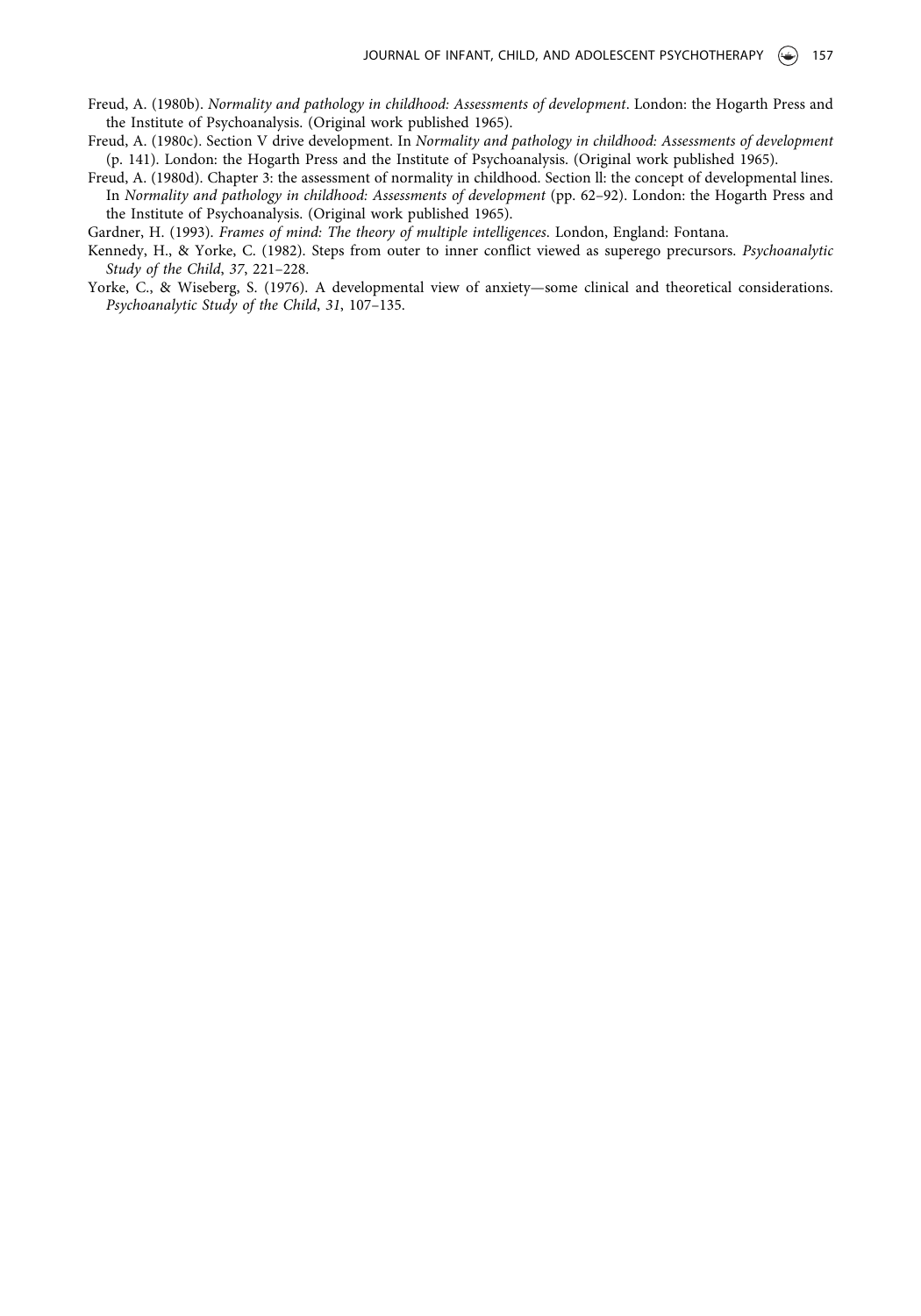Freud, A. (1980b). *Normality and pathology in childhood: Assessments of development*. London: the Hogarth Press and the Institute of Psychoanalysis. (Original work published 1965).

Freud, A. (1980c). Section V drive development. In *Normality and pathology in childhood: Assessments of development* (p. 141). London: the Hogarth Press and the Institute of Psychoanalysis. (Original work published 1965).

Freud, A. (1980d). Chapter 3: the assessment of normality in childhood. Section ll: the concept of developmental lines. In *Normality and pathology in childhood: Assessments of development* (pp. 62–92). London: the Hogarth Press and the Institute of Psychoanalysis. (Original work published 1965).

Gardner, H. (1993). *Frames of mind: The theory of multiple intelligences*. London, England: Fontana.

Kennedy, H., & Yorke, C. (1982). Steps from outer to inner conflict viewed as superego precursors. *Psychoanalytic Study of the Child*, *37*, 221–228.

Yorke, C., & Wiseberg, S. (1976). A developmental view of anxiety—some clinical and theoretical considerations. *Psychoanalytic Study of the Child*, *31*, 107–135.